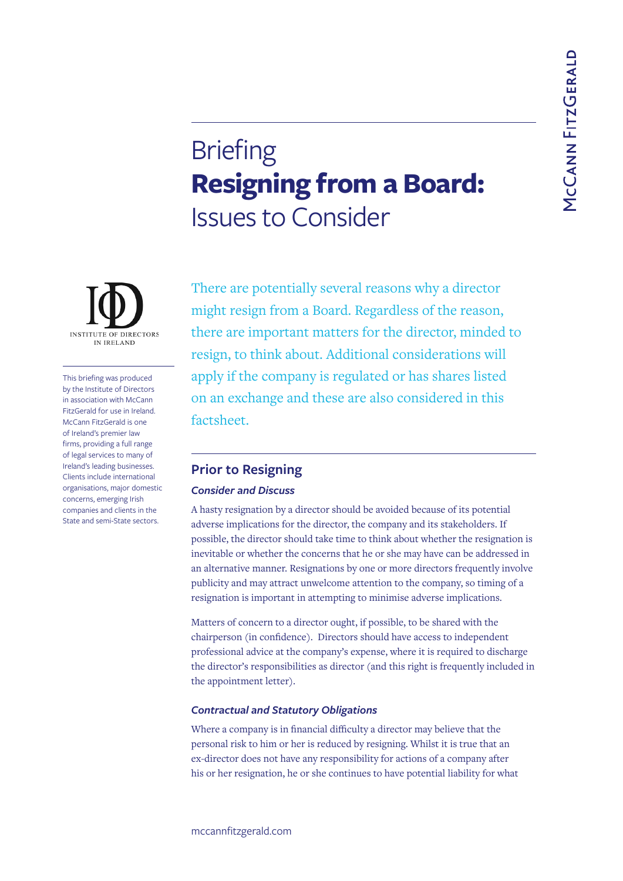# Briefing
# **Resigning from a Board:** Issues to Consider

This briefing was produced by the Institute of Directors in association with McCann FitzGerald for use in Ireland. McCann FitzGerald is one of Ireland's premier law firms, providing a full range of legal services to many of Ireland's leading businesses. Clients include international organisations, major domestic concerns, emerging Irish companies and clients in the State and semi-State sectors.

There are potentially several reasons why a director might resign from a Board. Regardless of the reason, there are important matters for the director, minded to resign, to think about. Additional considerations will apply if the company is regulated or has shares listed on an exchange and these are also considered in this factsheet.

## Prior to Resigning

### *Consider and Discuss*

A hasty resignation by a director should be avoided because of its potential adverse implications for the director, the company and its stakeholders. If possible, the director should take time to think about whether the resignation is inevitable or whether the concerns that he or she may have can be addressed in an alternative manner. Resignations by one or more directors frequently involve publicity and may attract unwelcome attention to the company, so timing of a resignation is important in attempting to minimise adverse implications.

Matters of concern to a director ought, if possible, to be shared with the chairperson (in confidence). Directors should have access to independent professional advice at the company's expense, where it is required to discharge the director's responsibilities as director (and this right is frequently included in the appointment letter).

### *Contractual and Statutory Obligations*

Where a company is in financial difficulty a director may believe that the personal risk to him or her is reduced by resigning. Whilst it is true that an ex-director does not have any responsibility for actions of a company after his or her resignation, he or she continues to have potential liability for what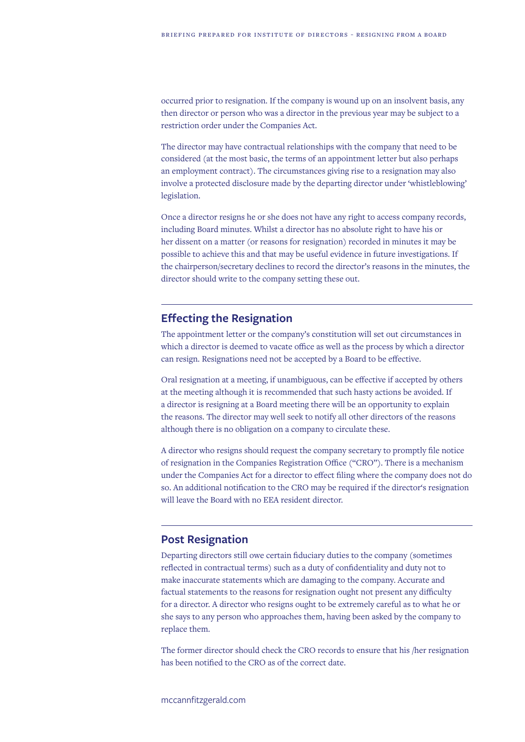occurred prior to resignation. If the company is wound up on an insolvent basis, any then director or person who was a director in the previous year may be subject to a restriction order under the Companies Act.

The director may have contractual relationships with the company that need to be considered (at the most basic, the terms of an appointment letter but also perhaps an employment contract). The circumstances giving rise to a resignation may also involve a protected disclosure made by the departing director under 'whistleblowing' legislation.

Once a director resigns he or she does not have any right to access company records, including Board minutes. Whilst a director has no absolute right to have his or her dissent on a matter (or reasons for resignation) recorded in minutes it may be possible to achieve this and that may be useful evidence in future investigations. If the chairperson/secretary declines to record the director's reasons in the minutes, the director should write to the company setting these out.

## Effecting the Resignation

The appointment letter or the company's constitution will set out circumstances in which a director is deemed to vacate office as well as the process by which a director can resign. Resignations need not be accepted by a Board to be effective.

Oral resignation at a meeting, if unambiguous, can be effective if accepted by others at the meeting although it is recommended that such hasty actions be avoided. If a director is resigning at a Board meeting there will be an opportunity to explain the reasons. The director may well seek to notify all other directors of the reasons although there is no obligation on a company to circulate these.

A director who resigns should request the company secretary to promptly file notice of resignation in the Companies Registration Office ("CRO"). There is a mechanism under the Companies Act for a director to effect filing where the company does not do so. An additional notification to the CRO may be required if the director's resignation will leave the Board with no EEA resident director.

## Post Resignation

Departing directors still owe certain fiduciary duties to the company (sometimes reflected in contractual terms) such as a duty of confidentiality and duty not to make inaccurate statements which are damaging to the company. Accurate and factual statements to the reasons for resignation ought not present any difficulty for a director. A director who resigns ought to be extremely careful as to what he or she says to any person who approaches them, having been asked by the company to replace them.

The former director should check the CRO records to ensure that his /her resignation has been notified to the CRO as of the correct date.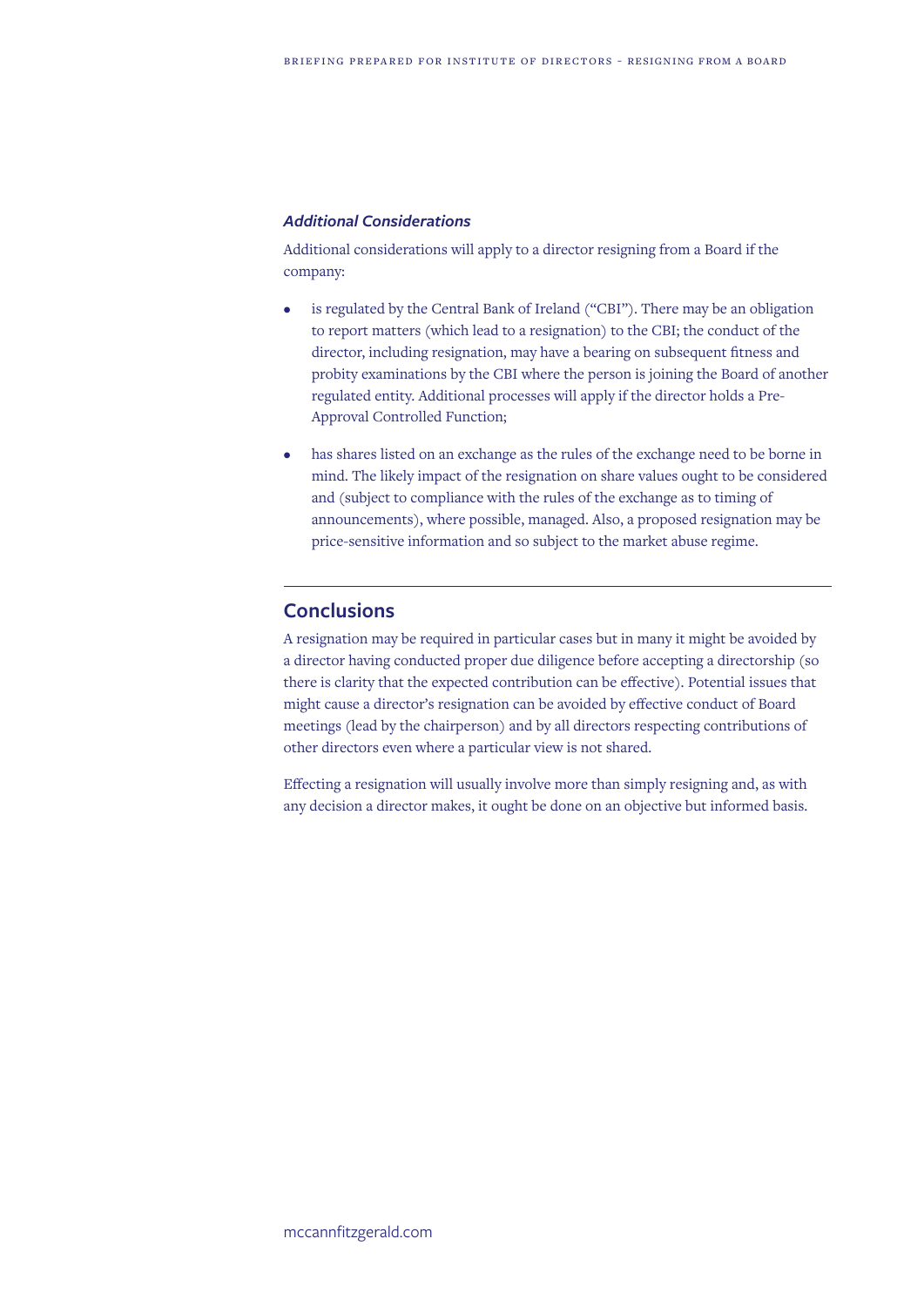### *Additional Considerations*

Additional considerations will apply to a director resigning from a Board if the company:

- is regulated by the Central Bank of Ireland ("CBI"). There may be an obligation to report matters (which lead to a resignation) to the CBI; the conduct of the director, including resignation, may have a bearing on subsequent fitness and probity examinations by the CBI where the person is joining the Board of another regulated entity. Additional processes will apply if the director holds a Pre-Approval Controlled Function;

- has shares listed on an exchange as the rules of the exchange need to be borne in mind. The likely impact of the resignation on share values ought to be considered and (subject to compliance with the rules of the exchange as to timing of announcements), where possible, managed. Also, a proposed resignation may be price-sensitive information and so subject to the market abuse regime.

---

## Conclusions

A resignation may be required in particular cases but in many it might be avoided by a director having conducted proper due diligence before accepting a directorship (so there is clarity that the expected contribution can be effective). Potential issues that might cause a director's resignation can be avoided by effective conduct of Board meetings (lead by the chairperson) and by all directors respecting contributions of other directors even where a particular view is not shared.

Effecting a resignation will usually involve more than simply resigning and, as with any decision a director makes, it ought be done on an objective but informed basis.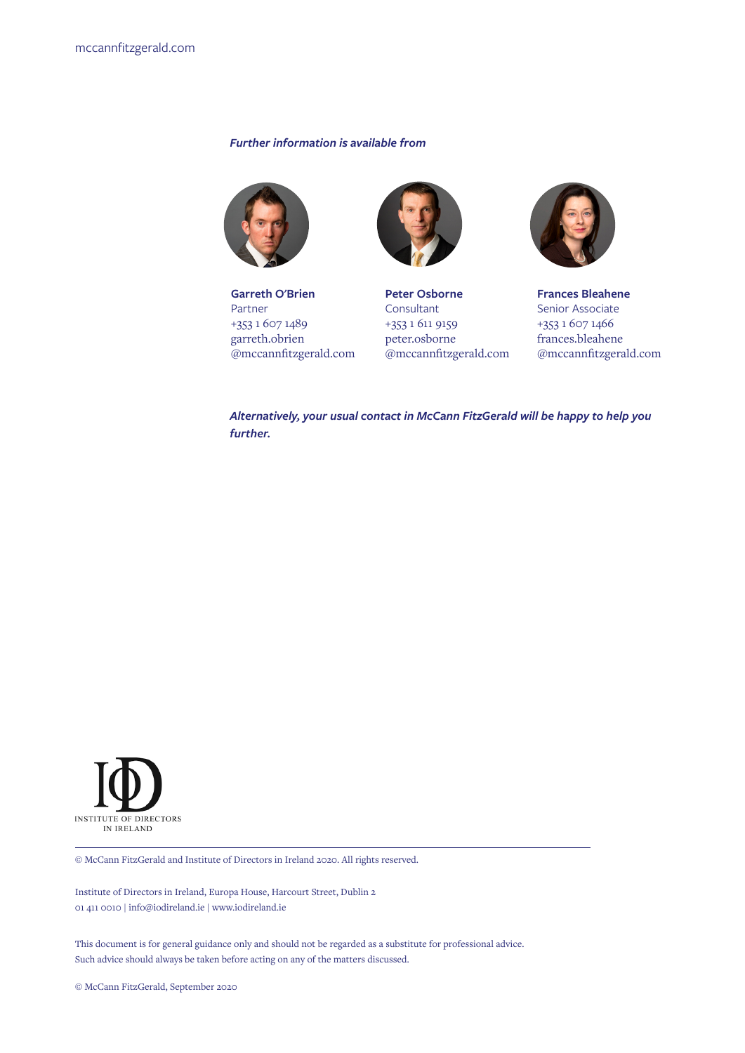mccannfitzgerald.com

***Further information is available from***

**Garreth O'Brien**
Partner
+353 1 607 1489
garreth.obrien
@mccannfitzgerald.com

**Peter Osborne**
Consultant
+353 1 611 9159
peter.osborne
@mccannfitzgerald.com

**Frances Bleahene**
Senior Associate
+353 1 607 1466
frances.bleahene
@mccannfitzgerald.com

***Alternatively, your usual contact in McCann FitzGerald will be happy to help you further.***

INSTITUTE OF DIRECTORS IN IRELAND

© McCann FitzGerald and Institute of Directors in Ireland 2020. All rights reserved.

Institute of Directors in Ireland, Europa House, Harcourt Street, Dublin 2
01 411 0010 | info@iodireland.ie | www.iodireland.ie

This document is for general guidance only and should not be regarded as a substitute for professional advice. Such advice should always be taken before acting on any of the matters discussed.

© McCann FitzGerald, September 2020